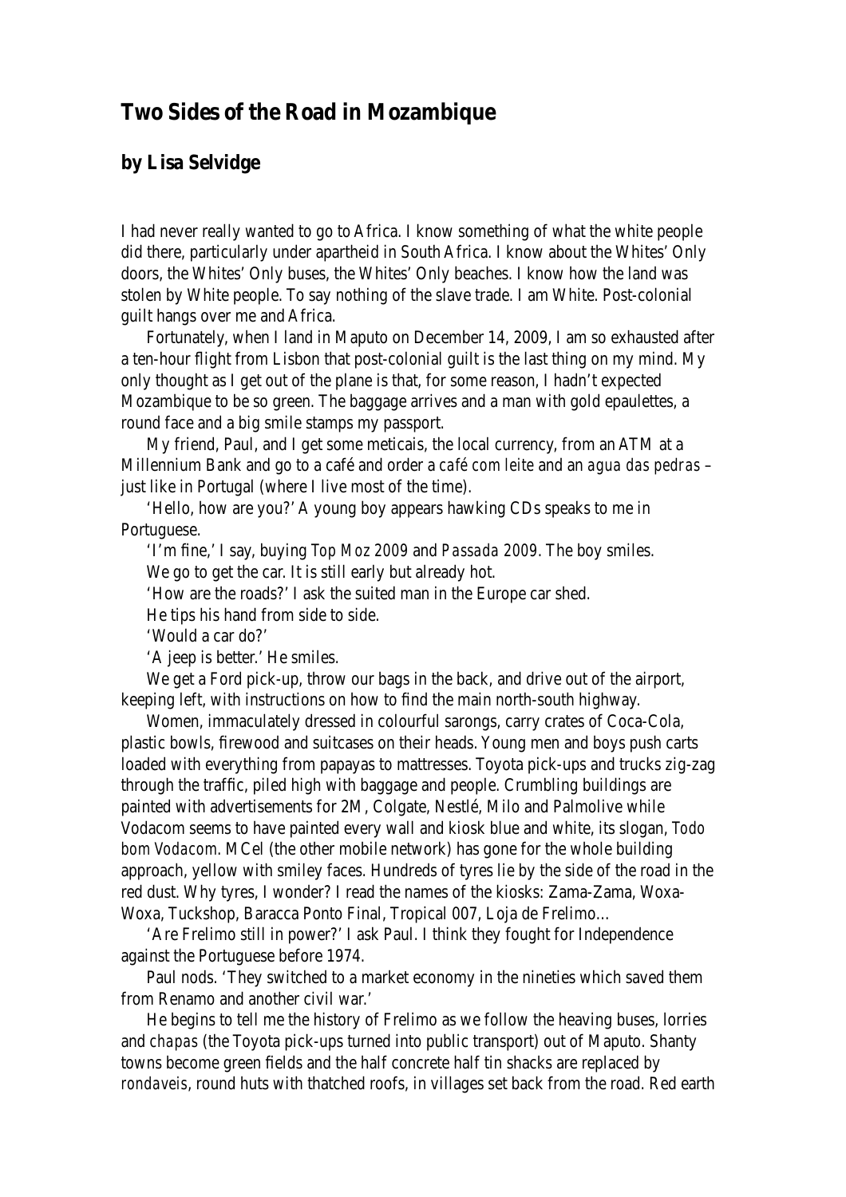# Two Sides of the Road in Mozambique

## by Lisa Selvidge

I had never really wanted to go to Africa. I know something of what the white people did there, particularly under apartheid in South Africa. I know about the Whites' Only doors, the Whites' Only buses, the Whites' Only beaches. I know how the land was stolen by White people. To say nothing of the slave trade. I am White. Post-colonial guilt hangs over me and Africa.

Fortunately, when I land in Maputo on December 14, 2009, I am so exhausted after a ten-hour flight from Lisbon that post-colonial guilt is the last thing on my mind. My only thought as I get out of the plane is that, for some reason, I hadn't expected Mozambique to be so green. The baggage arrives and a man with gold epaulettes, a round face and a big smile stamps my passport.

My friend, Paul, and I get some meticais, the local currency, from an ATM at a Millennium Bank and go to a café and order a *café com leite* and an *agua das pedras* – just like in Portugal (where I live most of the time).

'Hello, how are you?' A young boy appears hawking CDs speaks to me in Portuguese.

'I'm fine,' I say, buying *Top Moz 2009* and *Passada 2009*. The boy smiles.

We go to get the car. It is still early but already hot.

'How are the roads?' I ask the suited man in the Europe car shed.

He tips his hand from side to side.

'Would a car do?'

'A jeep is better.' He smiles.

We get a Ford pick-up, throw our bags in the back, and drive out of the airport, keeping left, with instructions on how to find the main north-south highway.

Women, immaculately dressed in colourful sarongs, carry crates of Coca-Cola, plastic bowls, firewood and suitcases on their heads. Young men and boys push carts loaded with everything from papayas to mattresses. Toyota pick-ups and trucks zig-zag through the traffic, piled high with baggage and people. Crumbling buildings are painted with advertisements for 2M, Colgate, Nestlé, Milo and Palmolive while Vodacom seems to have painted every wall and kiosk blue and white, its slogan, *Todo bom Vodacom*. MCel (the other mobile network) has gone for the whole building approach, yellow with smiley faces. Hundreds of tyres lie by the side of the road in the red dust. Why tyres, I wonder? I read the names of the kiosks: Zama-Zama, Woxa-Woxa, Tuckshop, Baracca Ponto Final, Tropical 007, Loja de Frelimo…

'Are Frelimo still in power?' I ask Paul. I think they fought for Independence against the Portuguese before 1974.

Paul nods. 'They switched to a market economy in the nineties which saved them from Renamo and another civil war.'

He begins to tell me the history of Frelimo as we follow the heaving buses, lorries and *chapas* (the Toyota pick-ups turned into public transport) out of Maputo. Shanty towns become green fields and the half concrete half tin shacks are replaced by *rondaveis*, round huts with thatched roofs, in villages set back from the road. Red earth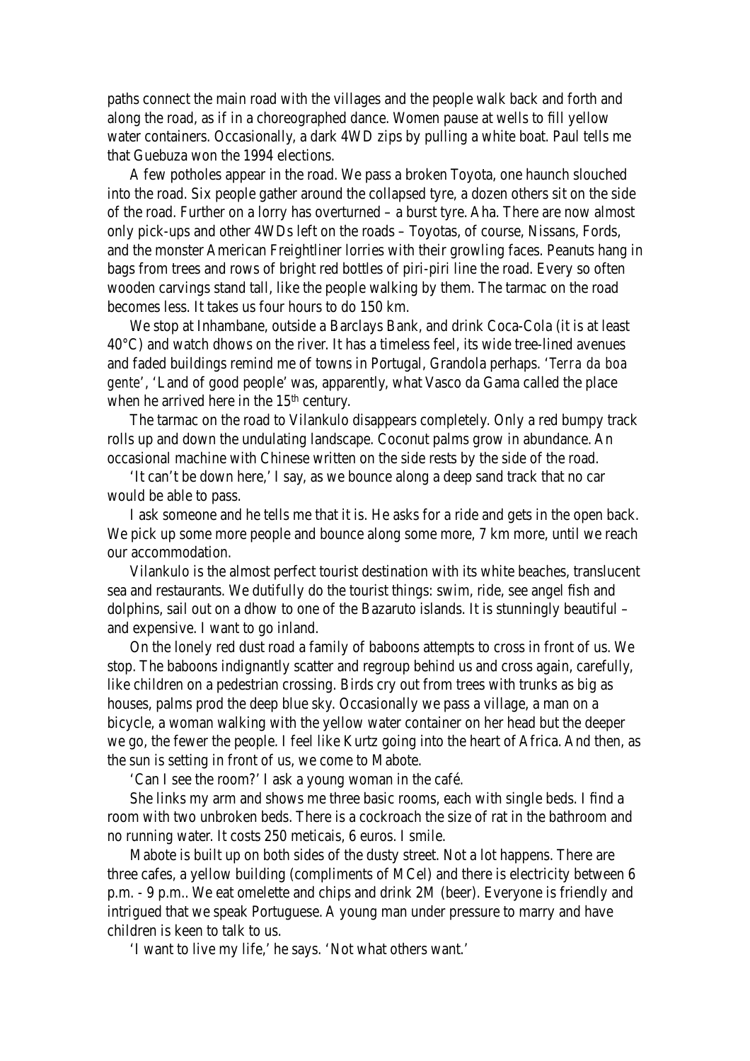paths connect the main road with the villages and the people walk back and forth and along the road, as if in a choreographed dance. Women pause at wells to fill yellow water containers. Occasionally, a dark 4WD zips by pulling a white boat. Paul tells me that Guebuza won the 1994 elections.

A few potholes appear in the road. We pass a broken Toyota, one haunch slouched into the road. Six people gather around the collapsed tyre, a dozen others sit on the side of the road. Further on a lorry has overturned – a burst tyre. Aha. There are now almost only pick-ups and other 4WDs left on the roads – Toyotas, of course, Nissans, Fords, and the monster American Freightliner lorries with their growling faces. Peanuts hang in bags from trees and rows of bright red bottles of piri-piri line the road. Every so often wooden carvings stand tall, like the people walking by them. The tarmac on the road becomes less. It takes us four hours to do 150 km.

We stop at Inhambane, outside a Barclays Bank, and drink Coca-Cola (it is at least 40°C) and watch dhows on the river. It has a timeless feel, its wide tree-lined avenues and faded buildings remind me of towns in Portugal, Grandola perhaps. '*Terra da boa gente*', 'Land of good people' was, apparently, what Vasco da Gama called the place when he arrived here in the 15th century.

The tarmac on the road to Vilankulo disappears completely. Only a red bumpy track rolls up and down the undulating landscape. Coconut palms grow in abundance. An occasional machine with Chinese written on the side rests by the side of the road.

'It can't be down here,' I say, as we bounce along a deep sand track that no car would be able to pass.

I ask someone and he tells me that it is. He asks for a ride and gets in the open back. We pick up some more people and bounce along some more, 7 km more, until we reach our accommodation.

Vilankulo is the almost perfect tourist destination with its white beaches, translucent sea and restaurants. We dutifully do the tourist things: swim, ride, see angel fish and dolphins, sail out on a dhow to one of the Bazaruto islands. It is stunningly beautiful – and expensive. I want to go inland.

On the lonely red dust road a family of baboons attempts to cross in front of us. We stop. The baboons indignantly scatter and regroup behind us and cross again, carefully, like children on a pedestrian crossing. Birds cry out from trees with trunks as big as houses, palms prod the deep blue sky. Occasionally we pass a village, a man on a bicycle, a woman walking with the yellow water container on her head but the deeper we go, the fewer the people. I feel like Kurtz going into the heart of Africa. And then, as the sun is setting in front of us, we come to Mabote.

'Can I see the room?' I ask a young woman in the café.

She links my arm and shows me three basic rooms, each with single beds. I find a room with two unbroken beds. There is a cockroach the size of rat in the bathroom and no running water. It costs 250 meticais, 6 euros. I smile.

Mabote is built up on both sides of the dusty street. Not a lot happens. There are three cafes, a yellow building (compliments of MCel) and there is electricity between 6 p.m. - 9 p.m.. We eat omelette and chips and drink 2M (beer). Everyone is friendly and intrigued that we speak Portuguese. A young man under pressure to marry and have children is keen to talk to us.

'I want to live my life,' he says. 'Not what others want.'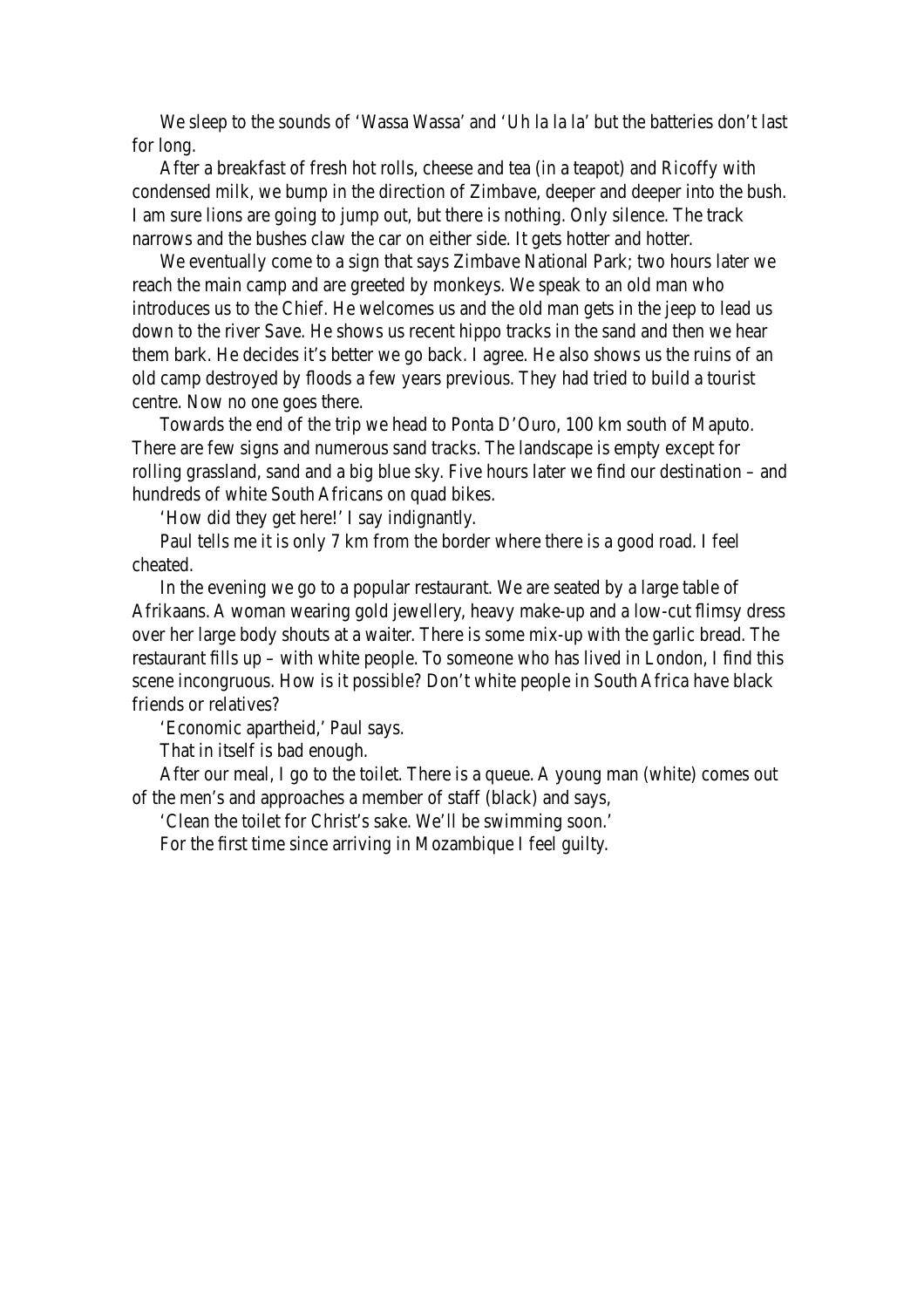We sleep to the sounds of 'Wassa Wassa' and 'Uh la la la' but the batteries don't last for long.

After a breakfast of fresh hot rolls, cheese and tea (in a teapot) and Ricoffy with condensed milk, we bump in the direction of Zimbave, deeper and deeper into the bush. I am sure lions are going to jump out, but there is nothing. Only silence. The track narrows and the bushes claw the car on either side. It gets hotter and hotter.

We eventually come to a sign that says Zimbave National Park; two hours later we reach the main camp and are greeted by monkeys. We speak to an old man who introduces us to the Chief. He welcomes us and the old man gets in the jeep to lead us down to the river Save. He shows us recent hippo tracks in the sand and then we hear them bark. He decides it's better we go back. I agree. He also shows us the ruins of an old camp destroyed by floods a few years previous. They had tried to build a tourist centre. Now no one goes there.

Towards the end of the trip we head to Ponta D'Ouro, 100 km south of Maputo. There are few signs and numerous sand tracks. The landscape is empty except for rolling grassland, sand and a big blue sky. Five hours later we find our destination – and hundreds of white South Africans on quad bikes.

'How did they get here!' I say indignantly.

Paul tells me it is only 7 km from the border where there is a good road. I feel cheated.

In the evening we go to a popular restaurant. We are seated by a large table of Afrikaans. A woman wearing gold jewellery, heavy make-up and a low-cut flimsy dress over her large body shouts at a waiter. There is some mix-up with the garlic bread. The restaurant fills up – with white people. To someone who has lived in London, I find this scene incongruous. How is it possible? Don't white people in South Africa have black friends or relatives?

'Economic apartheid,' Paul says.

That in itself is bad enough.

After our meal, I go to the toilet. There is a queue. A young man (white) comes out of the men's and approaches a member of staff (black) and says,

'Clean the toilet for Christ's sake. We'll be swimming soon.'

For the first time since arriving in Mozambique I feel guilty.